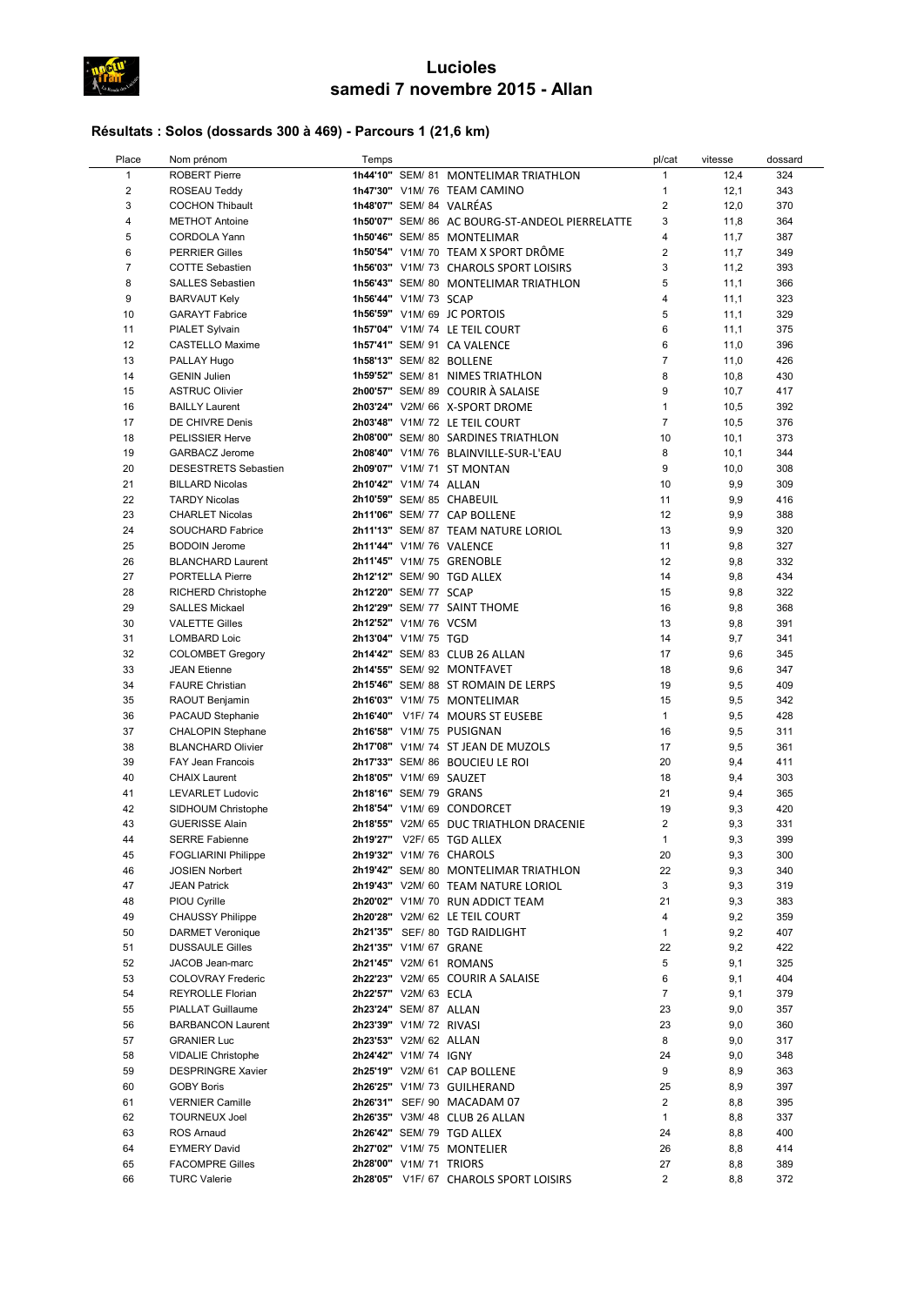# Lucioles
## samedi 7 novembre 2015 - Allan

### Résultats : Solos (dossards 300 à 469) - Parcours 1 (21,6 km)

| Place | Nom prénom | Temps | | | pl/cat | vitesse | dossard |
|---|---|---|---|---|---|---|---|
| 1 | ROBERT Pierre | 1h44'10" | SEM/ 81 | MONTELIMAR TRIATHLON | 1 | 12,4 | 324 |
| 2 | ROSEAU Teddy | 1h47'30" | V1M/ 76 | TEAM CAMINO | 1 | 12,1 | 343 |
| 3 | COCHON Thibault | 1h48'07" | SEM/ 84 | VALRÉAS | 2 | 12,0 | 370 |
| 4 | METHOT Antoine | 1h50'07" | SEM/ 86 | AC BOURG-ST-ANDEOL PIERRELATTE | 3 | 11,8 | 364 |
| 5 | CORDOLA Yann | 1h50'46" | SEM/ 85 | MONTELIMAR | 4 | 11,7 | 387 |
| 6 | PERRIER Gilles | 1h50'54" | V1M/ 70 | TEAM X SPORT DRÔME | 2 | 11,7 | 349 |
| 7 | COTTE Sebastien | 1h56'03" | V1M/ 73 | CHAROLS SPORT LOISIRS | 3 | 11,2 | 393 |
| 8 | SALLES Sebastien | 1h56'43" | SEM/ 80 | MONTELIMAR TRIATHLON | 5 | 11,1 | 366 |
| 9 | BARVAUT Kely | 1h56'44" | V1M/ 73 | SCAP | 4 | 11,1 | 323 |
| 10 | GARAYT Fabrice | 1h56'59" | V1M/ 69 | JC PORTOIS | 5 | 11,1 | 329 |
| 11 | PIALET Sylvain | 1h57'04" | V1M/ 74 | LE TEIL COURT | 6 | 11,1 | 375 |
| 12 | CASTELLO Maxime | 1h57'41" | SEM/ 91 | CA VALENCE | 6 | 11,0 | 396 |
| 13 | PALLAY Hugo | 1h58'13" | SEM/ 82 | BOLLENE | 7 | 11,0 | 426 |
| 14 | GENIN Julien | 1h59'52" | SEM/ 81 | NIMES TRIATHLON | 8 | 10,8 | 430 |
| 15 | ASTRUC Olivier | 2h00'57" | SEM/ 89 | COURIR À SALAISE | 9 | 10,7 | 417 |
| 16 | BAILLY Laurent | 2h03'24" | V2M/ 66 | X-SPORT DROME | 1 | 10,5 | 392 |
| 17 | DE CHIVRE Denis | 2h03'48" | V1M/ 72 | LE TEIL COURT | 7 | 10,5 | 376 |
| 18 | PELISSIER Herve | 2h08'00" | SEM/ 80 | SARDINES TRIATHLON | 10 | 10,1 | 373 |
| 19 | GARBACZ Jerome | 2h08'40" | V1M/ 76 | BLAINVILLE-SUR-L'EAU | 8 | 10,1 | 344 |
| 20 | DESESTRETS Sebastien | 2h09'07" | V1M/ 71 | ST MONTAN | 9 | 10,0 | 308 |
| 21 | BILLARD Nicolas | 2h10'42" | V1M/ 74 | ALLAN | 10 | 9,9 | 309 |
| 22 | TARDY Nicolas | 2h10'59" | SEM/ 85 | CHABEUIL | 11 | 9,9 | 416 |
| 23 | CHARLET Nicolas | 2h11'06" | SEM/ 77 | CAP BOLLENE | 12 | 9,9 | 388 |
| 24 | SOUCHARD Fabrice | 2h11'13" | SEM/ 87 | TEAM NATURE LORIOL | 13 | 9,9 | 320 |
| 25 | BODOIN Jerome | 2h11'44" | V1M/ 76 | VALENCE | 11 | 9,8 | 327 |
| 26 | BLANCHARD Laurent | 2h11'45" | V1M/ 75 | GRENOBLE | 12 | 9,8 | 332 |
| 27 | PORTELLA Pierre | 2h12'12" | SEM/ 90 | TGD ALLEX | 14 | 9,8 | 434 |
| 28 | RICHERD Christophe | 2h12'20" | SEM/ 77 | SCAP | 15 | 9,8 | 322 |
| 29 | SALLES Mickael | 2h12'29" | SEM/ 77 | SAINT THOME | 16 | 9,8 | 368 |
| 30 | VALETTE Gilles | 2h12'52" | V1M/ 76 | VCSM | 13 | 9,8 | 391 |
| 31 | LOMBARD Loic | 2h13'04" | V1M/ 75 | TGD | 14 | 9,7 | 341 |
| 32 | COLOMBET Gregory | 2h14'42" | SEM/ 83 | CLUB 26 ALLAN | 17 | 9,6 | 345 |
| 33 | JEAN Etienne | 2h14'55" | SEM/ 92 | MONTFAVET | 18 | 9,6 | 347 |
| 34 | FAURE Christian | 2h15'46" | SEM/ 88 | ST ROMAIN DE LERPS | 19 | 9,5 | 409 |
| 35 | RAOUT Benjamin | 2h16'03" | V1M/ 75 | MONTELIMAR | 15 | 9,5 | 342 |
| 36 | PACAUD Stephanie | 2h16'40" | V1F/ 74 | MOURS ST EUSEBE | 1 | 9,5 | 428 |
| 37 | CHALOPIN Stephane | 2h16'58" | V1M/ 75 | PUSIGNAN | 16 | 9,5 | 311 |
| 38 | BLANCHARD Olivier | 2h17'08" | V1M/ 74 | ST JEAN DE MUZOLS | 17 | 9,5 | 361 |
| 39 | FAY Jean Francois | 2h17'33" | SEM/ 86 | BOUCIEU LE ROI | 20 | 9,4 | 411 |
| 40 | CHAIX Laurent | 2h18'05" | V1M/ 69 | SAUZET | 18 | 9,4 | 303 |
| 41 | LEVARLET Ludovic | 2h18'16" | SEM/ 79 | GRANS | 21 | 9,4 | 365 |
| 42 | SIDHOUM Christophe | 2h18'54" | V1M/ 69 | CONDORCET | 19 | 9,3 | 420 |
| 43 | GUERISSE Alain | 2h18'55" | V2M/ 65 | DUC TRIATHLON DRACENIE | 2 | 9,3 | 331 |
| 44 | SERRE Fabienne | 2h19'27" | V2F/ 65 | TGD ALLEX | 1 | 9,3 | 399 |
| 45 | FOGLIARINI Philippe | 2h19'32" | V1M/ 76 | CHAROLS | 20 | 9,3 | 300 |
| 46 | JOSIEN Norbert | 2h19'42" | SEM/ 80 | MONTELIMAR TRIATHLON | 22 | 9,3 | 340 |
| 47 | JEAN Patrick | 2h19'43" | V2M/ 60 | TEAM NATURE LORIOL | 3 | 9,3 | 319 |
| 48 | PIOU Cyrille | 2h20'02" | V1M/ 70 | RUN ADDICT TEAM | 21 | 9,3 | 383 |
| 49 | CHAUSSY Philippe | 2h20'28" | V2M/ 62 | LE TEIL COURT | 4 | 9,2 | 359 |
| 50 | DARMET Veronique | 2h21'35" | SEF/ 80 | TGD RAIDLIGHT | 1 | 9,2 | 407 |
| 51 | DUSSAULE Gilles | 2h21'35" | V1M/ 67 | GRANE | 22 | 9,2 | 422 |
| 52 | JACOB Jean-marc | 2h21'45" | V2M/ 61 | ROMANS | 5 | 9,1 | 325 |
| 53 | COLOVRAY Frederic | 2h22'23" | V2M/ 65 | COURIR A SALAISE | 6 | 9,1 | 404 |
| 54 | REYROLLE Florian | 2h22'57" | V2M/ 63 | ECLA | 7 | 9,1 | 379 |
| 55 | PIALLAT Guillaume | 2h23'24" | SEM/ 87 | ALLAN | 23 | 9,0 | 357 |
| 56 | BARBANCON Laurent | 2h23'39" | V1M/ 72 | RIVASI | 23 | 9,0 | 360 |
| 57 | GRANIER Luc | 2h23'53" | V2M/ 62 | ALLAN | 8 | 9,0 | 317 |
| 58 | VIDALIE Christophe | 2h24'42" | V1M/ 74 | IGNY | 24 | 9,0 | 348 |
| 59 | DESPRINGRE Xavier | 2h25'19" | V2M/ 61 | CAP BOLLENE | 9 | 8,9 | 363 |
| 60 | GOBY Boris | 2h26'25" | V1M/ 73 | GUILHERAND | 25 | 8,9 | 397 |
| 61 | VERNIER Camille | 2h26'31" | SEF/ 90 | MACADAM 07 | 2 | 8,8 | 395 |
| 62 | TOURNEUX Joel | 2h26'35" | V3M/ 48 | CLUB 26 ALLAN | 1 | 8,8 | 337 |
| 63 | ROS Arnaud | 2h26'42" | SEM/ 79 | TGD ALLEX | 24 | 8,8 | 400 |
| 64 | EYMERY David | 2h27'02" | V1M/ 75 | MONTELIER | 26 | 8,8 | 414 |
| 65 | FACOMPRE Gilles | 2h28'00" | V1M/ 71 | TRIORS | 27 | 8,8 | 389 |
| 66 | TURC Valerie | 2h28'05" | V1F/ 67 | CHAROLS SPORT LOISIRS | 2 | 8,8 | 372 |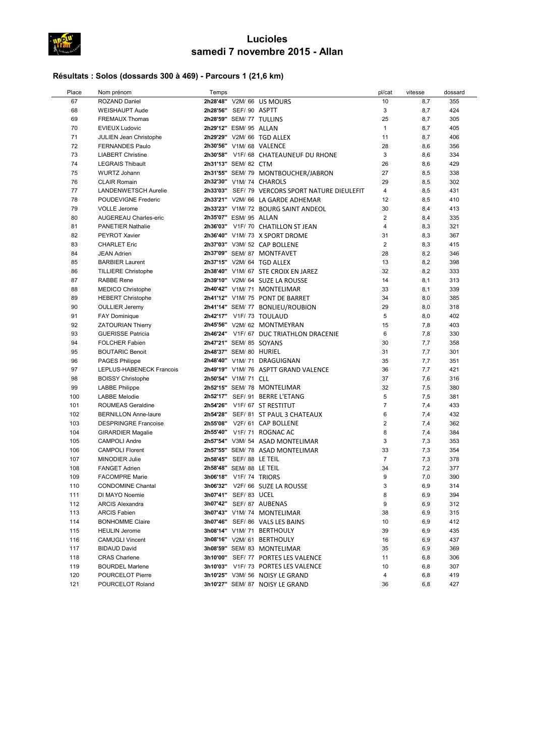# Lucioles
## samedi 7 novembre 2015 - Allan

### Résultats : Solos (dossards 300 à 469) - Parcours 1 (21,6 km)

| Place | Nom prénom | Temps | | | pl/cat | vitesse | dossard |
|---|---|---|---|---|---|---|---|
| 67 | ROZAND Daniel | 2h28'48" | V2M/ 66 | US MOURS | 10 | 8,7 | 355 |
| 68 | WEISHAUPT Aude | 2h28'56" | SEF/ 90 | ASPTT | 3 | 8,7 | 424 |
| 69 | FREMAUX Thomas | 2h28'59" | SEM/ 77 | TULLINS | 25 | 8,7 | 305 |
| 70 | EVIEUX Ludovic | 2h29'12" | ESM/ 95 | ALLAN | 1 | 8,7 | 405 |
| 71 | JULIEN Jean Christophe | 2h29'29" | V2M/ 66 | TGD ALLEX | 11 | 8,7 | 406 |
| 72 | FERNANDES Paulo | 2h30'56" | V1M/ 68 | VALENCE | 28 | 8,6 | 356 |
| 73 | LIABERT Christine | 2h30'58" | V1F/ 68 | CHATEAUNEUF DU RHONE | 3 | 8,6 | 334 |
| 74 | LEGRAIS Thibault | 2h31'13" | SEM/ 82 | CTM | 26 | 8,6 | 429 |
| 75 | WURTZ Johann | 2h31'55" | SEM/ 79 | MONTBOUCHER/JABRON | 27 | 8,5 | 338 |
| 76 | CLAIR Romain | 2h32'30" | V1M/ 74 | CHAROLS | 29 | 8,5 | 302 |
| 77 | LANDENWETSCH Aurelie | 2h33'03" | SEF/ 79 | VERCORS SPORT NATURE DIEULEFIT | 4 | 8,5 | 431 |
| 78 | POUDEVIGNE Frederic | 2h33'21" | V2M/ 66 | LA GARDE ADHEMAR | 12 | 8,5 | 410 |
| 79 | VOLLE Jerome | 2h33'23" | V1M/ 72 | BOURG SAINT ANDEOL | 30 | 8,4 | 413 |
| 80 | AUGEREAU Charles-eric | 2h35'07" | ESM/ 95 | ALLAN | 2 | 8,4 | 335 |
| 81 | PANETIER Nathalie | 2h36'03" | V1F/ 70 | CHATILLON ST JEAN | 4 | 8,3 | 321 |
| 82 | PEYROT Xavier | 2h36'40" | V1M/ 73 | X SPORT DROME | 31 | 8,3 | 367 |
| 83 | CHARLET Eric | 2h37'03" | V3M/ 52 | CAP BOLLENE | 2 | 8,3 | 415 |
| 84 | JEAN Adrien | 2h37'09" | SEM/ 87 | MONTFAVET | 28 | 8,2 | 346 |
| 85 | BARBIER Laurent | 2h37'15" | V2M/ 64 | TGD ALLEX | 13 | 8,2 | 398 |
| 86 | TILLIERE Christophe | 2h38'40" | V1M/ 67 | STE CROIX EN JAREZ | 32 | 8,2 | 333 |
| 87 | RABBE Rene | 2h39'10" | V2M/ 64 | SUZE LA ROUSSE | 14 | 8,1 | 313 |
| 88 | MEDICO Christophe | 2h40'42" | V1M/ 71 | MONTELIMAR | 33 | 8,1 | 339 |
| 89 | HEBERT Christophe | 2h41'12" | V1M/ 75 | PONT DE BARRET | 34 | 8,0 | 385 |
| 90 | OULLIER Jeremy | 2h41'14" | SEM/ 77 | BONLIEU/ROUBION | 29 | 8,0 | 318 |
| 91 | FAY Dominique | 2h42'17" | V1F/ 73 | TOULAUD | 5 | 8,0 | 402 |
| 92 | ZATOURIAN Thierry | 2h45'56" | V2M/ 62 | MONTMEYRAN | 15 | 7,8 | 403 |
| 93 | GUERISSE Patricia | 2h46'24" | V1F/ 67 | DUC TRIATHLON DRACENIE | 6 | 7,8 | 330 |
| 94 | FOLCHER Fabien | 2h47'21" | SEM/ 85 | SOYANS | 30 | 7,7 | 358 |
| 95 | BOUTARIC Benoit | 2h48'37" | SEM/ 80 | HURIEL | 31 | 7,7 | 301 |
| 96 | PAGES Philippe | 2h48'40" | V1M/ 71 | DRAGUIGNAN | 35 | 7,7 | 351 |
| 97 | LEPLUS-HABENECK Francois | 2h49'19" | V1M/ 76 | ASPTT GRAND VALENCE | 36 | 7,7 | 421 |
| 98 | BOISSY Christophe | 2h50'54" | V1M/ 71 | CLL | 37 | 7,6 | 316 |
| 99 | LABBE Philippe | 2h52'15" | SEM/ 78 | MONTELIMAR | 32 | 7,5 | 380 |
| 100 | LABBE Melodie | 2h52'17" | SEF/ 91 | BERRE L'ETANG | 5 | 7,5 | 381 |
| 101 | ROUMEAS Geraldine | 2h54'26" | V1F/ 67 | ST RESTITUT | 7 | 7,4 | 433 |
| 102 | BERNILLON Anne-laure | 2h54'28" | SEF/ 81 | ST PAUL 3 CHATEAUX | 6 | 7,4 | 432 |
| 103 | DESPRINGRE Francoise | 2h55'08" | V2F/ 61 | CAP BOLLENE | 2 | 7,4 | 362 |
| 104 | GIRARDIER Magalie | 2h55'40" | V1F/ 71 | ROGNAC AC | 8 | 7,4 | 384 |
| 105 | CAMPOLI Andre | 2h57'54" | V3M/ 54 | ASAD MONTELIMAR | 3 | 7,3 | 353 |
| 106 | CAMPOLI Florent | 2h57'55" | SEM/ 78 | ASAD MONTELIMAR | 33 | 7,3 | 354 |
| 107 | MINODIER Julie | 2h58'45" | SEF/ 88 | LE TEIL | 7 | 7,3 | 378 |
| 108 | FANGET Adrien | 2h58'48" | SEM/ 88 | LE TEIL | 34 | 7,2 | 377 |
| 109 | FACOMPRE Marie | 3h06'18" | V1F/ 74 | TRIORS | 9 | 7,0 | 390 |
| 110 | CONDOMINE Chantal | 3h06'32" | V2F/ 66 | SUZE LA ROUSSE | 3 | 6,9 | 314 |
| 111 | DI MAYO Noemie | 3h07'41" | SEF/ 83 | UCEL | 8 | 6,9 | 394 |
| 112 | ARCIS Alexandra | 3h07'42" | SEF/ 87 | AUBENAS | 9 | 6,9 | 312 |
| 113 | ARCIS Fabien | 3h07'43" | V1M/ 74 | MONTELIMAR | 38 | 6,9 | 315 |
| 114 | BONHOMME Claire | 3h07'46" | SEF/ 86 | VALS LES BAINS | 10 | 6,9 | 412 |
| 115 | HEULIN Jerome | 3h08'14" | V1M/ 71 | BERTHOULY | 39 | 6,9 | 435 |
| 116 | CAMUGLI Vincent | 3h08'16" | V2M/ 61 | BERTHOULY | 16 | 6,9 | 437 |
| 117 | BIDAUD David | 3h08'59" | SEM/ 83 | MONTELIMAR | 35 | 6,9 | 369 |
| 118 | CRAS Charlene | 3h10'00" | SEF/ 77 | PORTES LES VALENCE | 11 | 6,8 | 306 |
| 119 | BOURDEL Marlene | 3h10'03" | V1F/ 73 | PORTES LES VALENCE | 10 | 6,8 | 307 |
| 120 | POURCELOT Pierre | 3h10'25" | V3M/ 56 | NOISY LE GRAND | 4 | 6,8 | 419 |
| 121 | POURCELOT Roland | 3h10'27" | SEM/ 87 | NOISY LE GRAND | 36 | 6,8 | 427 |